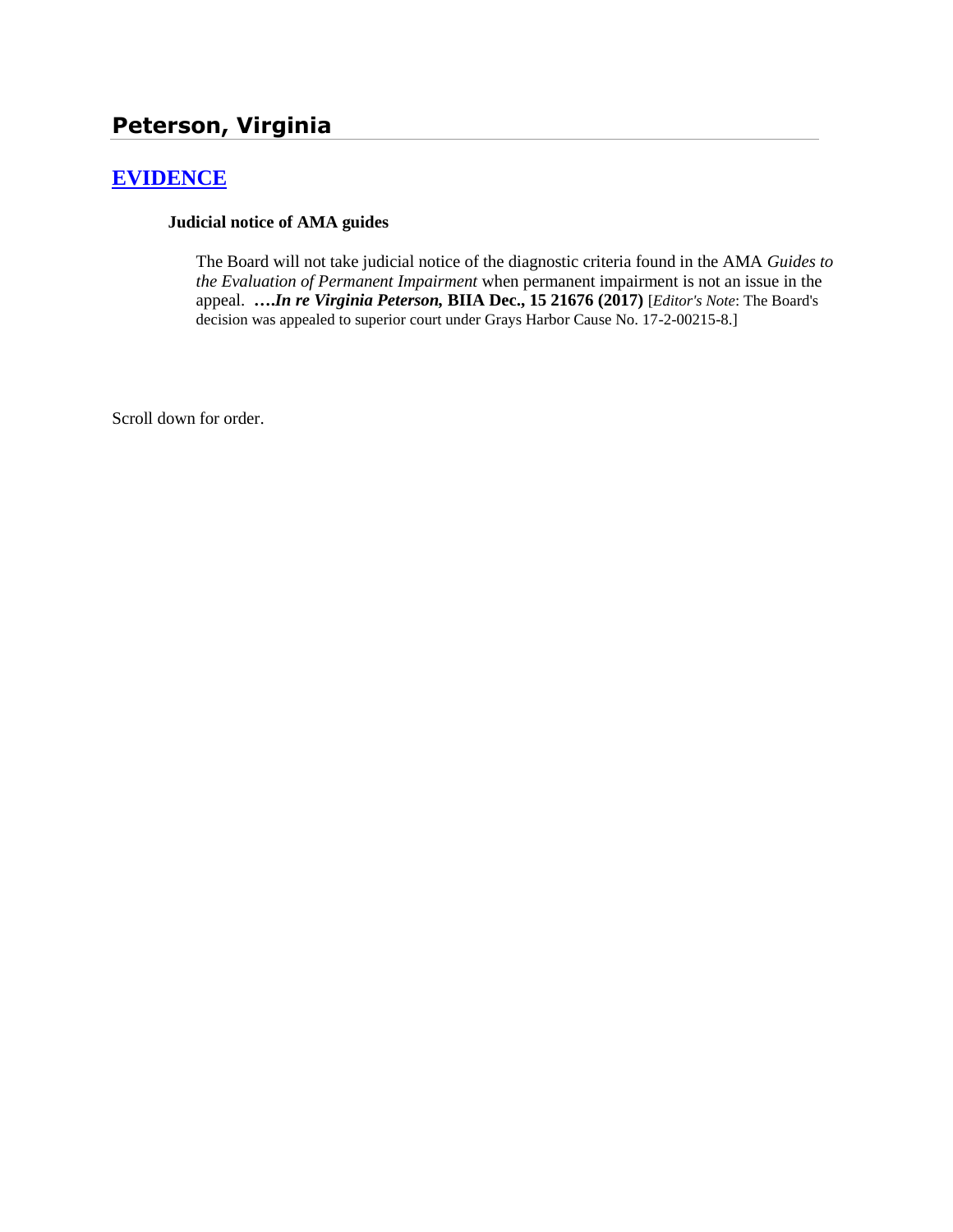## Peterson, Virginia

### EVIDENCE

**Judicial notice of AMA guides**

The Board will not take judicial notice of the diagnostic criteria found in the AMA *Guides to the Evaluation of Permanent Impairment* when permanent impairment is not an issue in the appeal. ****….In re Virginia Peterson,* BIIA Dec., 15 21676 (2017)** [*Editor's Note*: The Board's decision was appealed to superior court under Grays Harbor Cause No. 17-2-00215-8.]

Scroll down for order.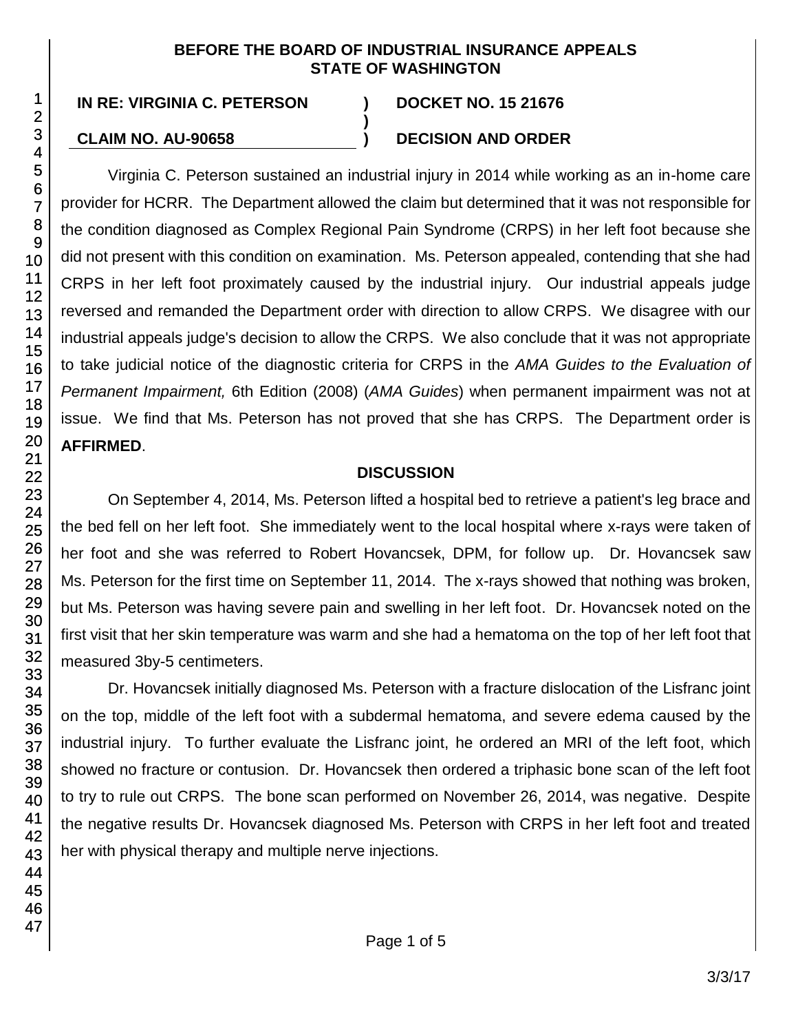**BEFORE THE BOARD OF INDUSTRIAL INSURANCE APPEALS STATE OF WASHINGTON**

| | | |
|---|---|---|
| **IN RE: VIRGINIA C. PETERSON** | **)** | **DOCKET NO. 15 21676** |
| | **)** | |
| **CLAIM NO. AU-90658** | **)** | **DECISION AND ORDER** |

Virginia C. Peterson sustained an industrial injury in 2014 while working as an in-home care provider for HCRR. The Department allowed the claim but determined that it was not responsible for the condition diagnosed as Complex Regional Pain Syndrome (CRPS) in her left foot because she did not present with this condition on examination. Ms. Peterson appealed, contending that she had CRPS in her left foot proximately caused by the industrial injury. Our industrial appeals judge reversed and remanded the Department order with direction to allow CRPS. We disagree with our industrial appeals judge's decision to allow the CRPS. We also conclude that it was not appropriate to take judicial notice of the diagnostic criteria for CRPS in the *AMA Guides to the Evaluation of Permanent Impairment,* 6th Edition (2008) (*AMA Guides*) when permanent impairment was not at issue. We find that Ms. Peterson has not proved that she has CRPS. The Department order is **AFFIRMED**.

## DISCUSSION

On September 4, 2014, Ms. Peterson lifted a hospital bed to retrieve a patient's leg brace and the bed fell on her left foot. She immediately went to the local hospital where x-rays were taken of her foot and she was referred to Robert Hovancsek, DPM, for follow up. Dr. Hovancsek saw Ms. Peterson for the first time on September 11, 2014. The x-rays showed that nothing was broken, but Ms. Peterson was having severe pain and swelling in her left foot. Dr. Hovancsek noted on the first visit that her skin temperature was warm and she had a hematoma on the top of her left foot that measured 3by-5 centimeters.

Dr. Hovancsek initially diagnosed Ms. Peterson with a fracture dislocation of the Lisfranc joint on the top, middle of the left foot with a subdermal hematoma, and severe edema caused by the industrial injury. To further evaluate the Lisfranc joint, he ordered an MRI of the left foot, which showed no fracture or contusion. Dr. Hovancsek then ordered a triphasic bone scan of the left foot to try to rule out CRPS. The bone scan performed on November 26, 2014, was negative. Despite the negative results Dr. Hovancsek diagnosed Ms. Peterson with CRPS in her left foot and treated her with physical therapy and multiple nerve injections.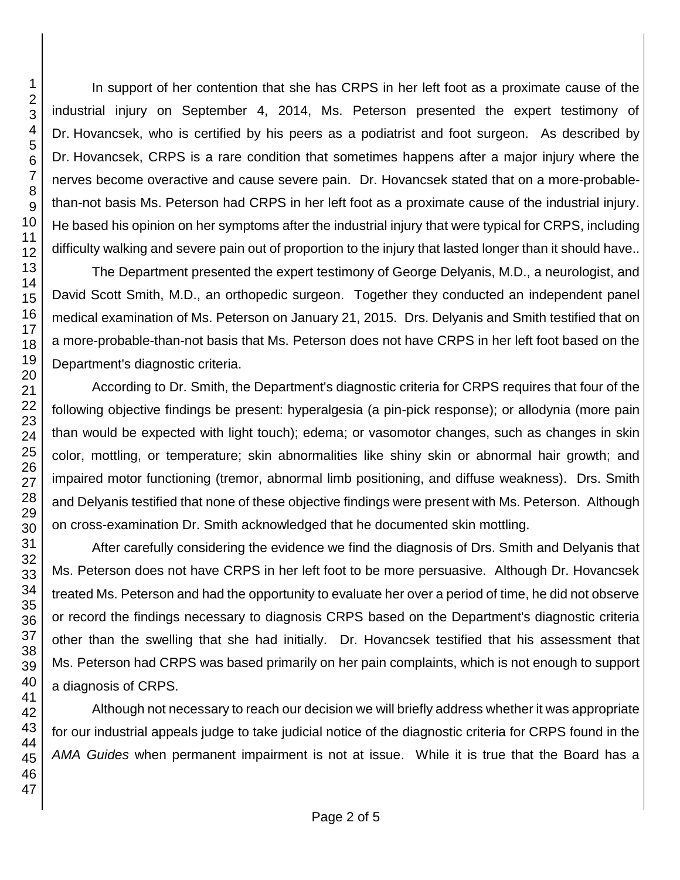In support of her contention that she has CRPS in her left foot as a proximate cause of the industrial injury on September 4, 2014, Ms. Peterson presented the expert testimony of Dr. Hovancsek, who is certified by his peers as a podiatrist and foot surgeon. As described by Dr. Hovancsek, CRPS is a rare condition that sometimes happens after a major injury where the nerves become overactive and cause severe pain. Dr. Hovancsek stated that on a more-probable-than-not basis Ms. Peterson had CRPS in her left foot as a proximate cause of the industrial injury. He based his opinion on her symptoms after the industrial injury that were typical for CRPS, including difficulty walking and severe pain out of proportion to the injury that lasted longer than it should have..

The Department presented the expert testimony of George Delyanis, M.D., a neurologist, and David Scott Smith, M.D., an orthopedic surgeon. Together they conducted an independent panel medical examination of Ms. Peterson on January 21, 2015. Drs. Delyanis and Smith testified that on a more-probable-than-not basis that Ms. Peterson does not have CRPS in her left foot based on the Department's diagnostic criteria.

According to Dr. Smith, the Department's diagnostic criteria for CRPS requires that four of the following objective findings be present: hyperalgesia (a pin-pick response); or allodynia (more pain than would be expected with light touch); edema; or vasomotor changes, such as changes in skin color, mottling, or temperature; skin abnormalities like shiny skin or abnormal hair growth; and impaired motor functioning (tremor, abnormal limb positioning, and diffuse weakness). Drs. Smith and Delyanis testified that none of these objective findings were present with Ms. Peterson. Although on cross-examination Dr. Smith acknowledged that he documented skin mottling.

After carefully considering the evidence we find the diagnosis of Drs. Smith and Delyanis that Ms. Peterson does not have CRPS in her left foot to be more persuasive. Although Dr. Hovancsek treated Ms. Peterson and had the opportunity to evaluate her over a period of time, he did not observe or record the findings necessary to diagnosis CRPS based on the Department's diagnostic criteria other than the swelling that she had initially. Dr. Hovancsek testified that his assessment that Ms. Peterson had CRPS was based primarily on her pain complaints, which is not enough to support a diagnosis of CRPS.

Although not necessary to reach our decision we will briefly address whether it was appropriate for our industrial appeals judge to take judicial notice of the diagnostic criteria for CRPS found in the *AMA Guides* when permanent impairment is not at issue. While it is true that the Board has a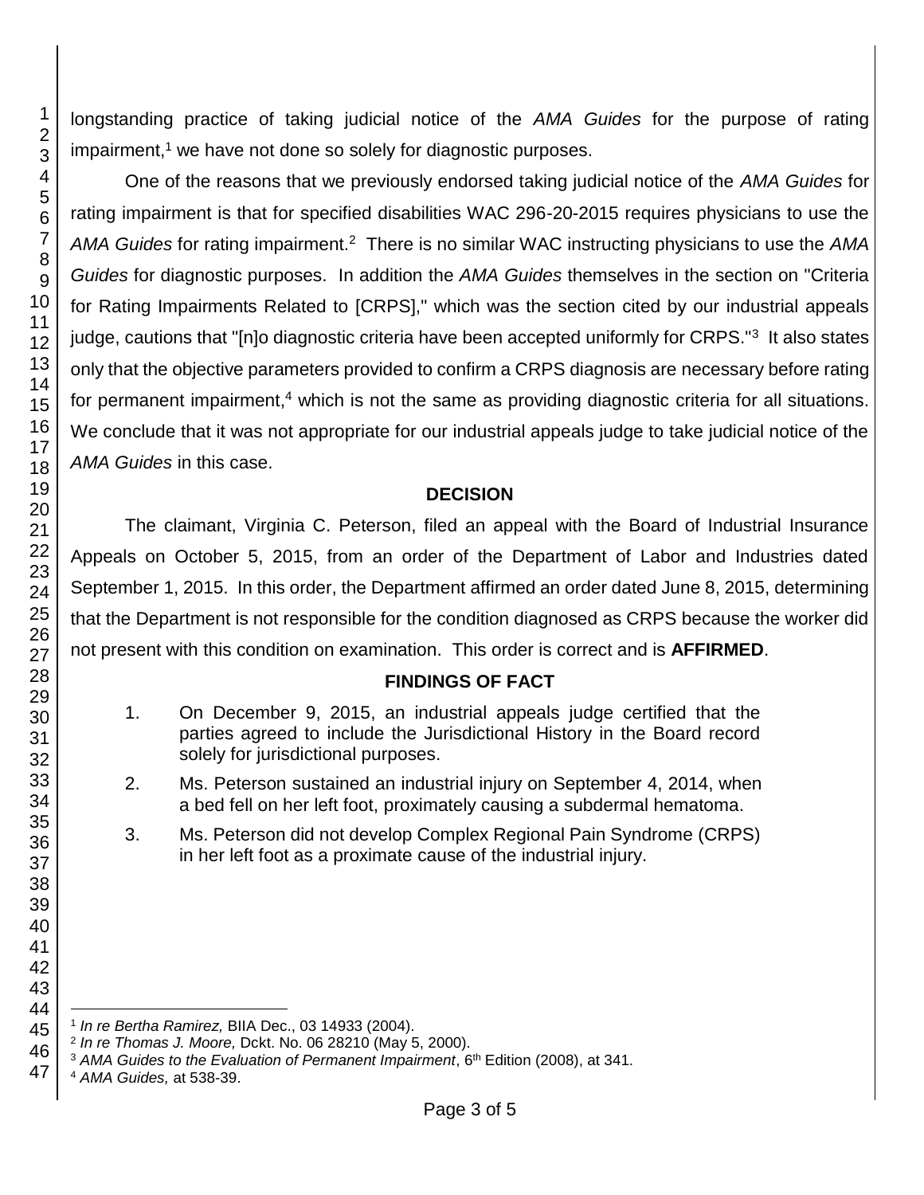longstanding practice of taking judicial notice of the *AMA Guides* for the purpose of rating impairment,[1] we have not done so solely for diagnostic purposes.

One of the reasons that we previously endorsed taking judicial notice of the *AMA Guides* for rating impairment is that for specified disabilities WAC 296-20-2015 requires physicians to use the *AMA Guides* for rating impairment.[2] There is no similar WAC instructing physicians to use the *AMA Guides* for diagnostic purposes. In addition the *AMA Guides* themselves in the section on "Criteria for Rating Impairments Related to [CRPS]," which was the section cited by our industrial appeals judge, cautions that "[n]o diagnostic criteria have been accepted uniformly for CRPS."[3] It also states only that the objective parameters provided to confirm a CRPS diagnosis are necessary before rating for permanent impairment,[4] which is not the same as providing diagnostic criteria for all situations. We conclude that it was not appropriate for our industrial appeals judge to take judicial notice of the *AMA Guides* in this case.

## DECISION

The claimant, Virginia C. Peterson, filed an appeal with the Board of Industrial Insurance Appeals on October 5, 2015, from an order of the Department of Labor and Industries dated September 1, 2015. In this order, the Department affirmed an order dated June 8, 2015, determining that the Department is not responsible for the condition diagnosed as CRPS because the worker did not present with this condition on examination. This order is correct and is **AFFIRMED**.

## FINDINGS OF FACT

1. On December 9, 2015, an industrial appeals judge certified that the parties agreed to include the Jurisdictional History in the Board record solely for jurisdictional purposes.

2. Ms. Peterson sustained an industrial injury on September 4, 2014, when a bed fell on her left foot, proximately causing a subdermal hematoma.

3. Ms. Peterson did not develop Complex Regional Pain Syndrome (CRPS) in her left foot as a proximate cause of the industrial injury.

---

[1] *In re Bertha Ramirez,* BIIA Dec., 03 14933 (2004).

[2] *In re Thomas J. Moore,* Dckt. No. 06 28210 (May 5, 2000).

[3] *AMA Guides to the Evaluation of Permanent Impairment*, 6th Edition (2008), at 341.

[4] *AMA Guides,* at 538-39.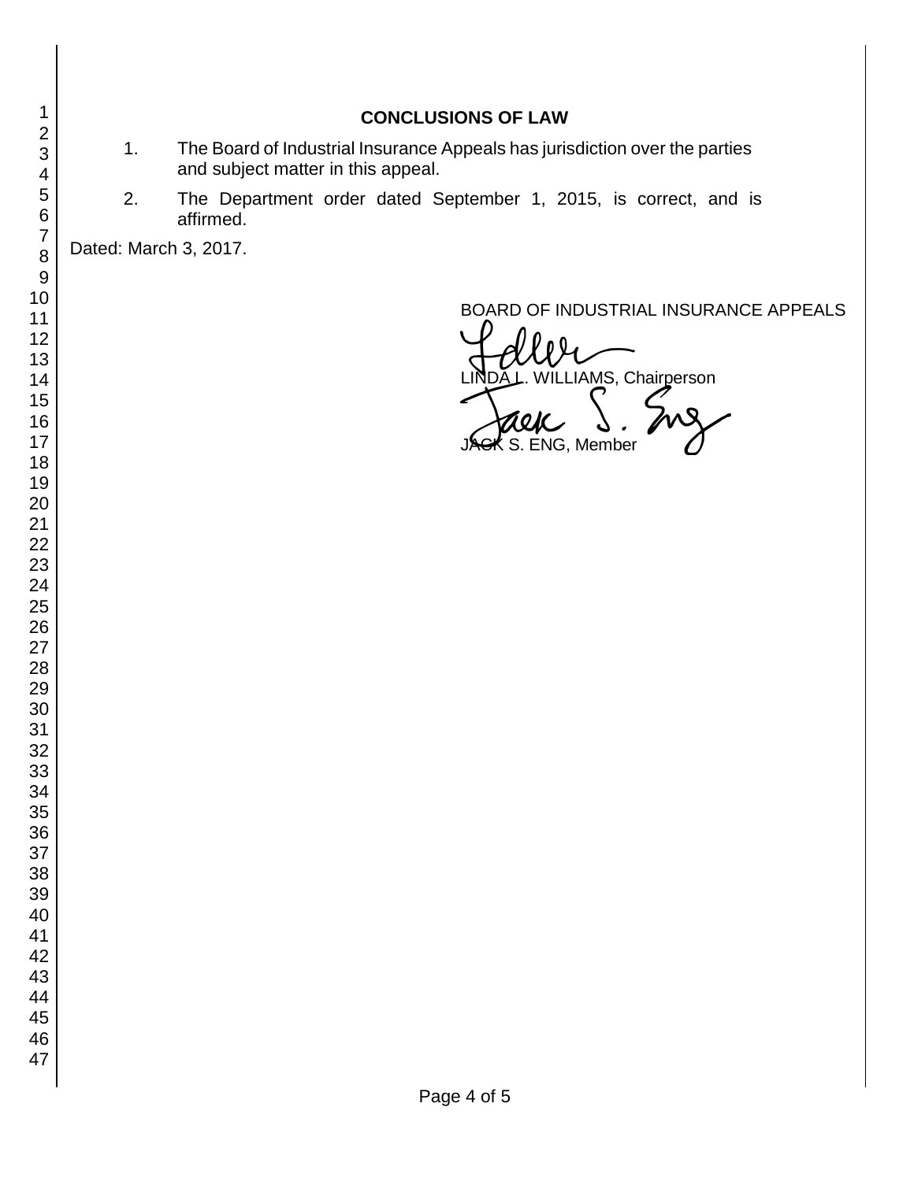## CONCLUSIONS OF LAW

1. The Board of Industrial Insurance Appeals has jurisdiction over the parties and subject matter in this appeal.

2. The Department order dated September 1, 2015, is correct, and is affirmed.

Dated: March 3, 2017.

BOARD OF INDUSTRIAL INSURANCE APPEALS

LINDA L. WILLIAMS, Chairperson

JACK S. ENG, Member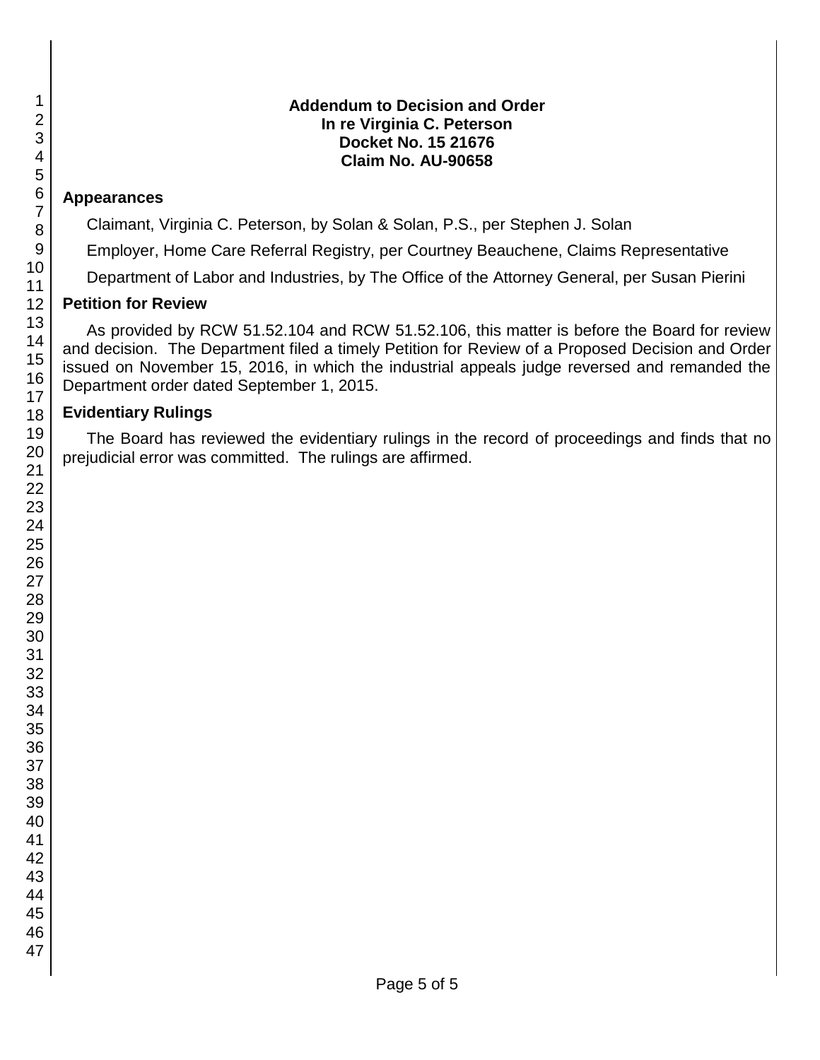**Addendum to Decision and Order**
**In re Virginia C. Peterson**
**Docket No. 15 21676**
**Claim No. AU-90658**

## Appearances

Claimant, Virginia C. Peterson, by Solan & Solan, P.S., per Stephen J. Solan

Employer, Home Care Referral Registry, per Courtney Beauchene, Claims Representative

Department of Labor and Industries, by The Office of the Attorney General, per Susan Pierini

## Petition for Review

As provided by RCW 51.52.104 and RCW 51.52.106, this matter is before the Board for review and decision. The Department filed a timely Petition for Review of a Proposed Decision and Order issued on November 15, 2016, in which the industrial appeals judge reversed and remanded the Department order dated September 1, 2015.

## Evidentiary Rulings

The Board has reviewed the evidentiary rulings in the record of proceedings and finds that no prejudicial error was committed. The rulings are affirmed.